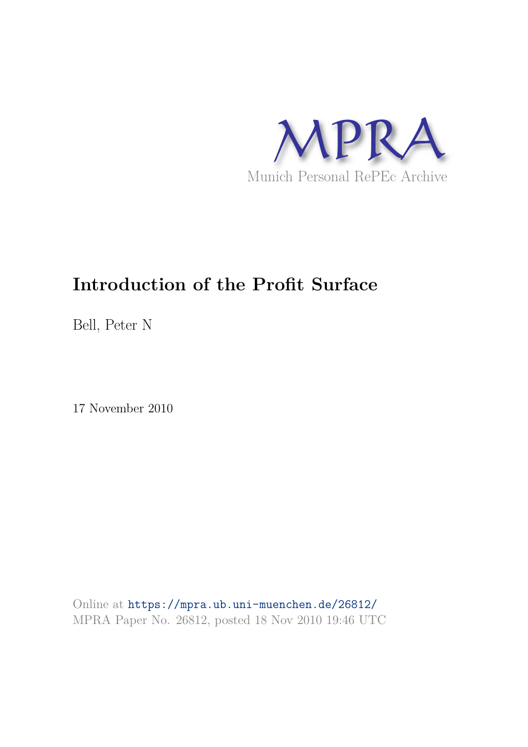MPRA

Munich Personal RePEc Archive

# Introduction of the Profit Surface

Bell, Peter N

17 November 2010

Online at https://mpra.ub.uni-muenchen.de/26812/
MPRA Paper No. 26812, posted 18 Nov 2010 19:46 UTC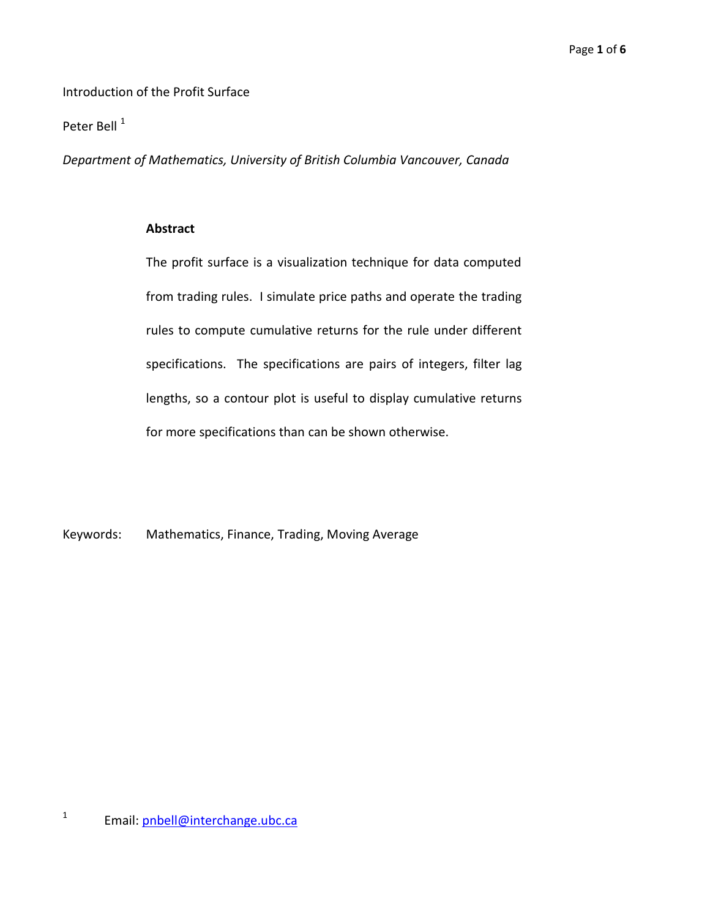Introduction of the Profit Surface

Peter Bell [1]

*Department of Mathematics, University of British Columbia Vancouver, Canada*

**Abstract**

The profit surface is a visualization technique for data computed from trading rules. I simulate price paths and operate the trading rules to compute cumulative returns for the rule under different specifications. The specifications are pairs of integers, filter lag lengths, so a contour plot is useful to display cumulative returns for more specifications than can be shown otherwise.

Keywords: Mathematics, Finance, Trading, Moving Average

[1] Email: pnbell@interchange.ubc.ca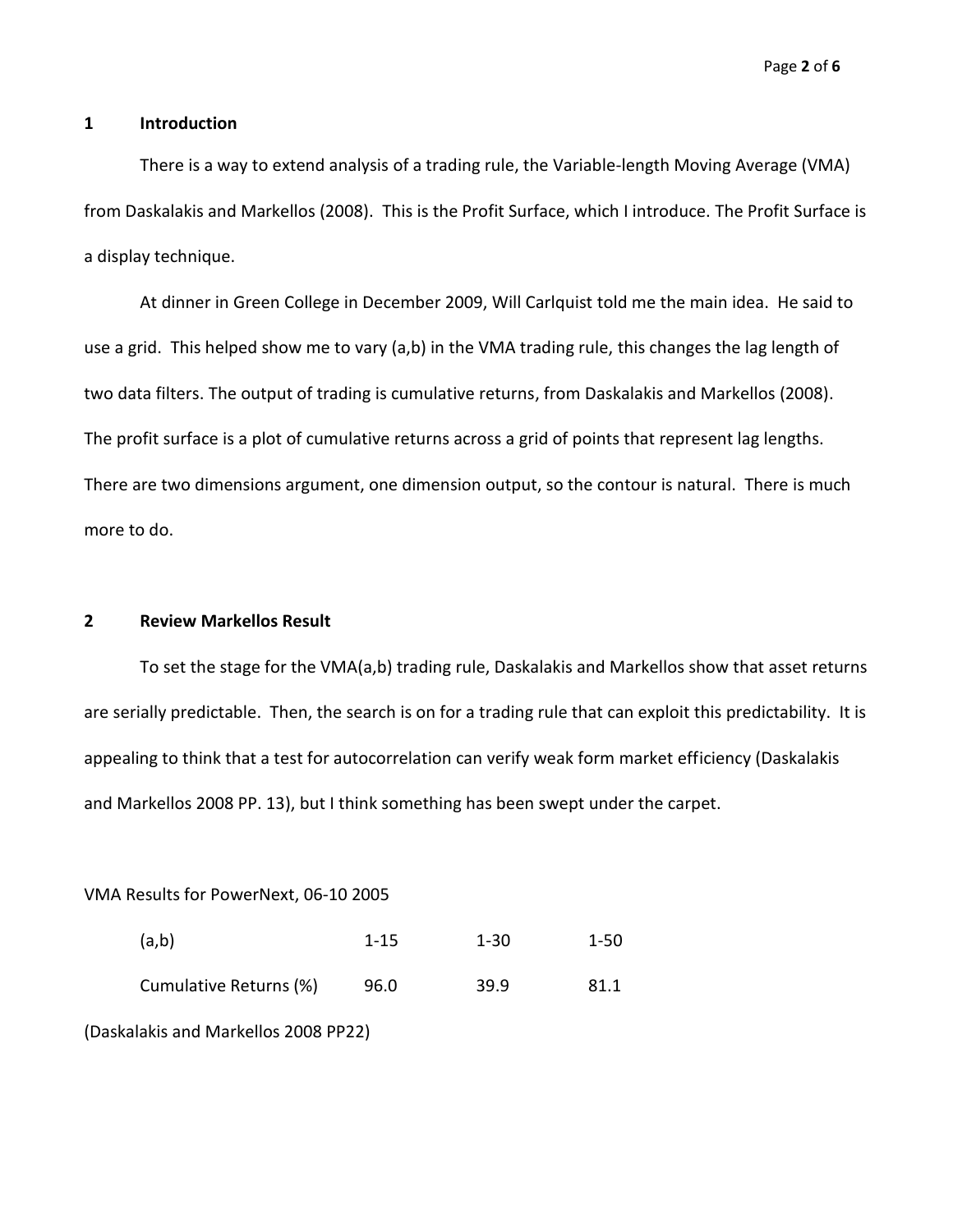## 1 Introduction

There is a way to extend analysis of a trading rule, the Variable-length Moving Average (VMA) from Daskalakis and Markellos (2008). This is the Profit Surface, which I introduce. The Profit Surface is a display technique.

At dinner in Green College in December 2009, Will Carlquist told me the main idea. He said to use a grid. This helped show me to vary (a,b) in the VMA trading rule, this changes the lag length of two data filters. The output of trading is cumulative returns, from Daskalakis and Markellos (2008). The profit surface is a plot of cumulative returns across a grid of points that represent lag lengths. There are two dimensions argument, one dimension output, so the contour is natural. There is much more to do.

## 2 Review Markellos Result

To set the stage for the VMA(a,b) trading rule, Daskalakis and Markellos show that asset returns are serially predictable. Then, the search is on for a trading rule that can exploit this predictability. It is appealing to think that a test for autocorrelation can verify weak form market efficiency (Daskalakis and Markellos 2008 PP. 13), but I think something has been swept under the carpet.

VMA Results for PowerNext, 06-10 2005

| (a,b) | 1-15 | 1-30 | 1-50 |
|---|---|---|---|
| Cumulative Returns (%) | 96.0 | 39.9 | 81.1 |

(Daskalakis and Markellos 2008 PP22)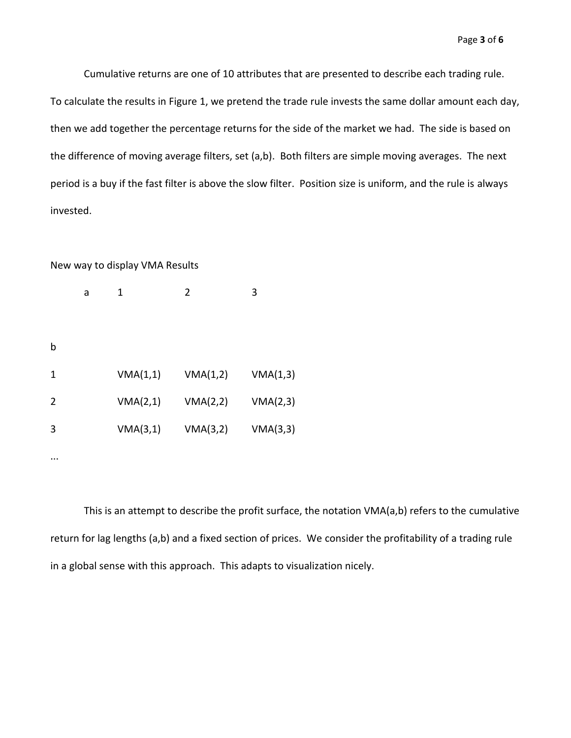Cumulative returns are one of 10 attributes that are presented to describe each trading rule. To calculate the results in Figure 1, we pretend the trade rule invests the same dollar amount each day, then we add together the percentage returns for the side of the market we had. The side is based on the difference of moving average filters, set (a,b). Both filters are simple moving averages. The next period is a buy if the fast filter is above the slow filter. Position size is uniform, and the rule is always invested.

New way to display VMA Results

| | a | 1 | 2 | 3 |
|---|---|---|---|---|
| b | | | | |
| 1 | | VMA(1,1) | VMA(1,2) | VMA(1,3) |
| 2 | | VMA(2,1) | VMA(2,2) | VMA(2,3) |
| 3 | | VMA(3,1) | VMA(3,2) | VMA(3,3) |
| ... | | | | |

This is an attempt to describe the profit surface, the notation VMA(a,b) refers to the cumulative return for lag lengths (a,b) and a fixed section of prices. We consider the profitability of a trading rule in a global sense with this approach. This adapts to visualization nicely.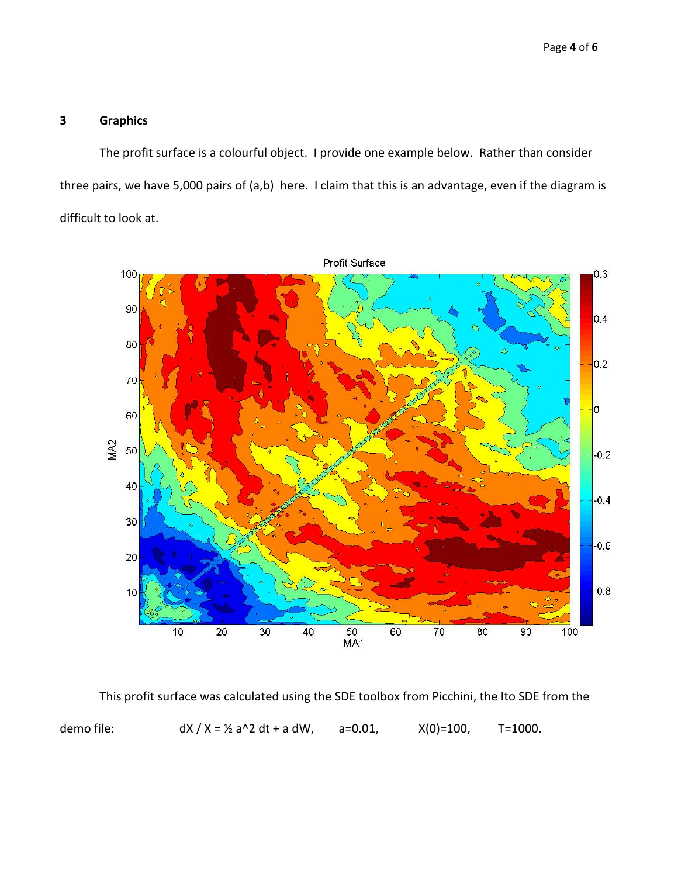## 3 Graphics

The profit surface is a colourful object. I provide one example below. Rather than consider three pairs, we have 5,000 pairs of (a,b) here. I claim that this is an advantage, even if the diagram is difficult to look at.

This profit surface was calculated using the SDE toolbox from Picchini, the Ito SDE from the demo file: $dX / X = \frac{1}{2} a^2 dt + a\, dW$, $a=0.01$, $X(0)=100$, $T=1000$.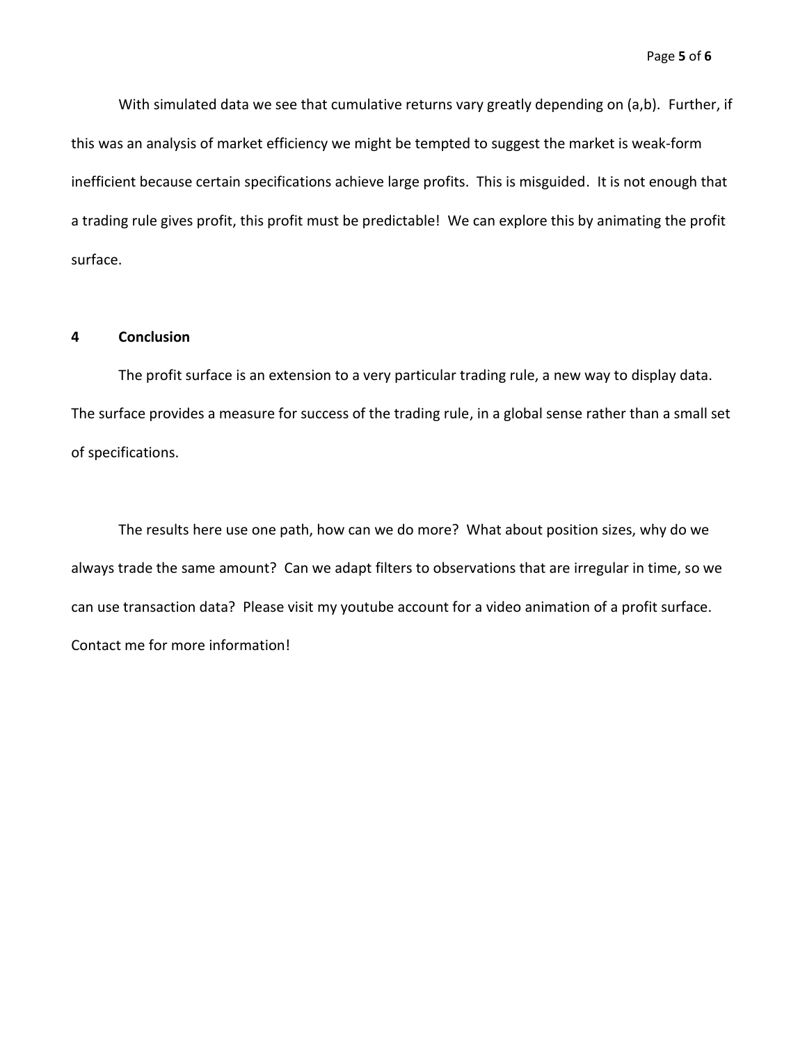With simulated data we see that cumulative returns vary greatly depending on (a,b). Further, if this was an analysis of market efficiency we might be tempted to suggest the market is weak-form inefficient because certain specifications achieve large profits. This is misguided. It is not enough that a trading rule gives profit, this profit must be predictable! We can explore this by animating the profit surface.

## 4 Conclusion

The profit surface is an extension to a very particular trading rule, a new way to display data. The surface provides a measure for success of the trading rule, in a global sense rather than a small set of specifications.

The results here use one path, how can we do more? What about position sizes, why do we always trade the same amount? Can we adapt filters to observations that are irregular in time, so we can use transaction data? Please visit my youtube account for a video animation of a profit surface. Contact me for more information!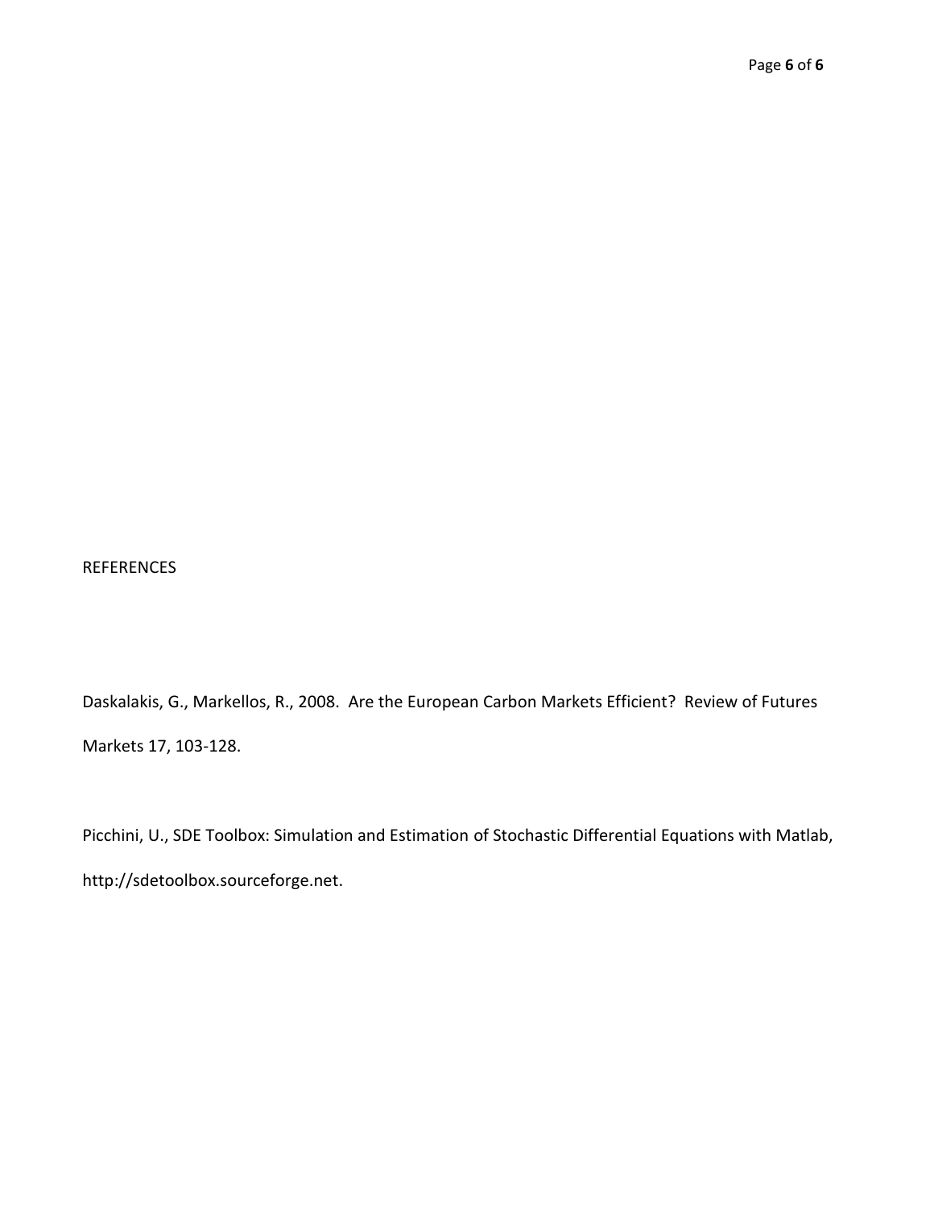## REFERENCES

Daskalakis, G., Markellos, R., 2008. Are the European Carbon Markets Efficient? Review of Futures Markets 17, 103-128.

Picchini, U., SDE Toolbox: Simulation and Estimation of Stochastic Differential Equations with Matlab, http://sdetoolbox.sourceforge.net.